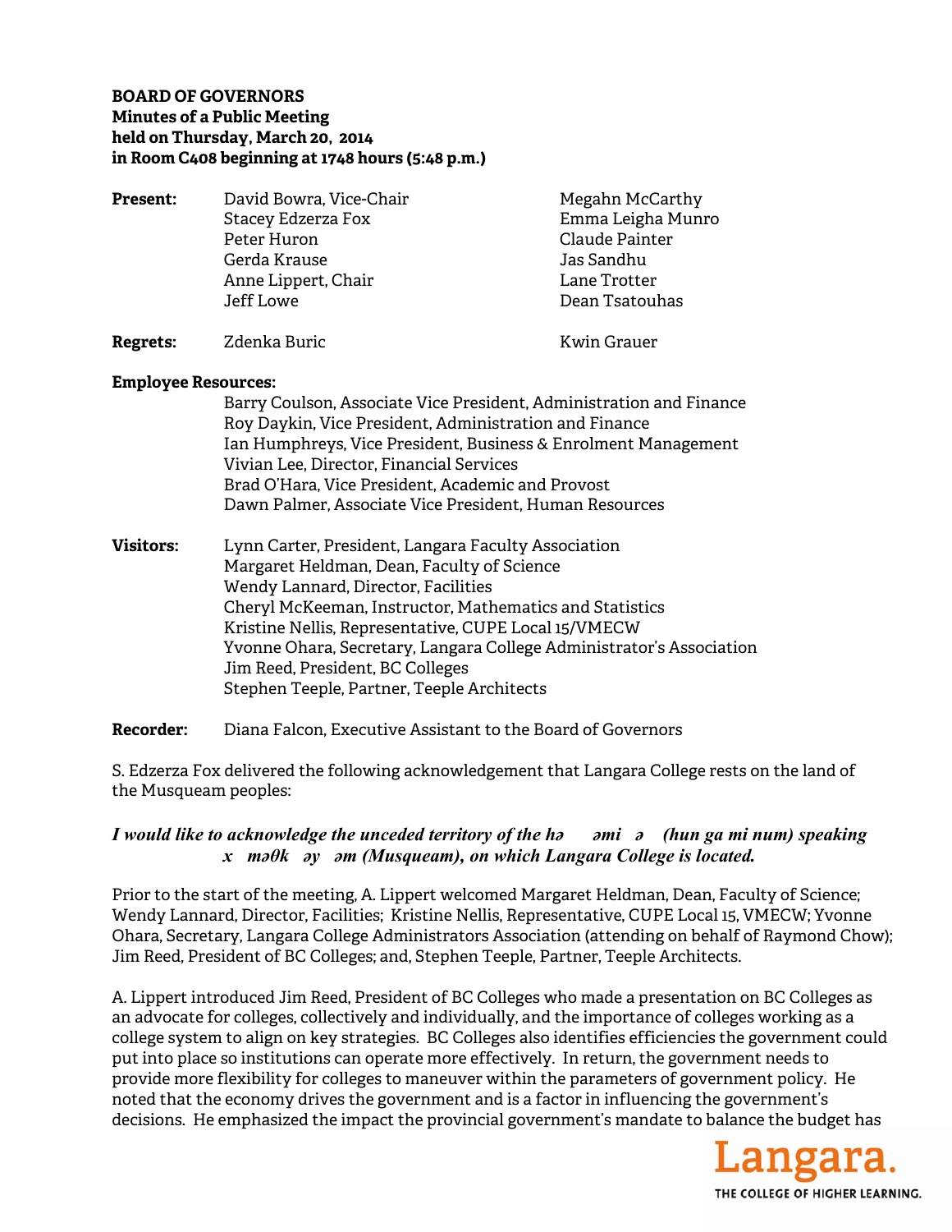**BOARD OF GOVERNORS**
**Minutes of a Public Meeting**
**held on Thursday, March 20, 2014**
**in Room C408 beginning at 1748 hours (5:48 p.m.)**

**Present:** David Bowra, Vice-Chair
Stacey Edzerza Fox
Peter Huron
Gerda Krause
Anne Lippert, Chair
Jeff Lowe
Megahn McCarthy
Emma Leigha Munro
Claude Painter
Jas Sandhu
Lane Trotter
Dean Tsatouhas

**Regrets:** Zdenka Buric
Kwin Grauer

**Employee Resources:**
Barry Coulson, Associate Vice President, Administration and Finance
Roy Daykin, Vice President, Administration and Finance
Ian Humphreys, Vice President, Business & Enrolment Management
Vivian Lee, Director, Financial Services
Brad O'Hara, Vice President, Academic and Provost
Dawn Palmer, Associate Vice President, Human Resources

**Visitors:** Lynn Carter, President, Langara Faculty Association
Margaret Heldman, Dean, Faculty of Science
Wendy Lannard, Director, Facilities
Cheryl McKeeman, Instructor, Mathematics and Statistics
Kristine Nellis, Representative, CUPE Local 15/VMECW
Yvonne Ohara, Secretary, Langara College Administrator's Association
Jim Reed, President, BC Colleges
Stephen Teeple, Partner, Teeple Architects

**Recorder:** Diana Falcon, Executive Assistant to the Board of Governors

S. Edzerza Fox delivered the following acknowledgement that Langara College rests on the land of the Musqueam peoples:

***I would like to acknowledge the unceded territory of the hə əmi ə (hun ga mi num) speaking x məθk əy əm (Musqueam), on which Langara College is located.***

Prior to the start of the meeting, A. Lippert welcomed Margaret Heldman, Dean, Faculty of Science; Wendy Lannard, Director, Facilities; Kristine Nellis, Representative, CUPE Local 15, VMECW; Yvonne Ohara, Secretary, Langara College Administrators Association (attending on behalf of Raymond Chow); Jim Reed, President of BC Colleges; and, Stephen Teeple, Partner, Teeple Architects.

A. Lippert introduced Jim Reed, President of BC Colleges who made a presentation on BC Colleges as an advocate for colleges, collectively and individually, and the importance of colleges working as a college system to align on key strategies. BC Colleges also identifies efficiencies the government could put into place so institutions can operate more effectively. In return, the government needs to provide more flexibility for colleges to maneuver within the parameters of government policy. He noted that the economy drives the government and is a factor in influencing the government's decisions. He emphasized the impact the provincial government's mandate to balance the budget has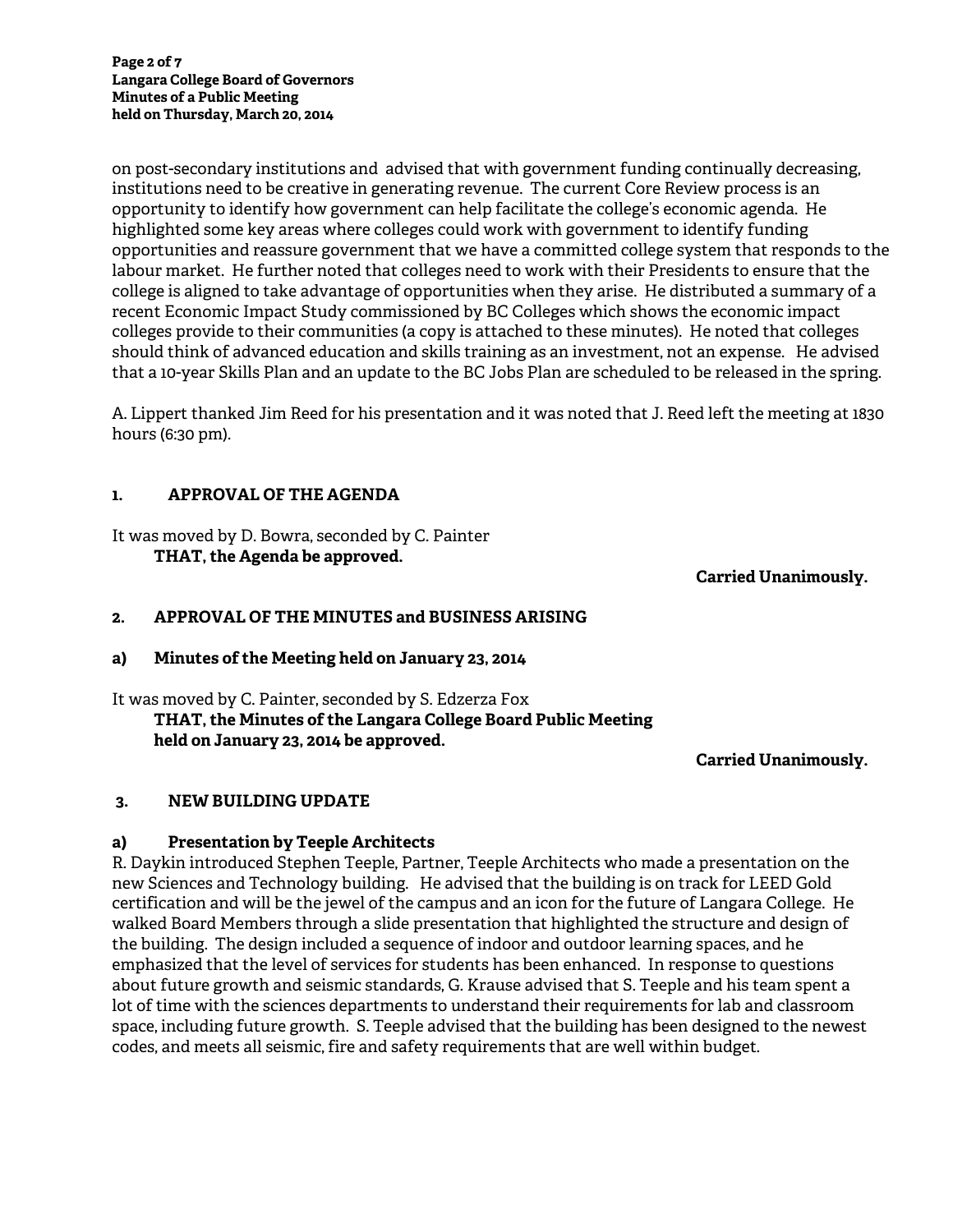on post-secondary institutions and advised that with government funding continually decreasing, institutions need to be creative in generating revenue. The current Core Review process is an opportunity to identify how government can help facilitate the college's economic agenda. He highlighted some key areas where colleges could work with government to identify funding opportunities and reassure government that we have a committed college system that responds to the labour market. He further noted that colleges need to work with their Presidents to ensure that the college is aligned to take advantage of opportunities when they arise. He distributed a summary of a recent Economic Impact Study commissioned by BC Colleges which shows the economic impact colleges provide to their communities (a copy is attached to these minutes). He noted that colleges should think of advanced education and skills training as an investment, not an expense. He advised that a 10-year Skills Plan and an update to the BC Jobs Plan are scheduled to be released in the spring.

A. Lippert thanked Jim Reed for his presentation and it was noted that J. Reed left the meeting at 1830 hours (6:30 pm).

## 1. APPROVAL OF THE AGENDA

It was moved by D. Bowra, seconded by C. Painter

**THAT, the Agenda be approved.**

**Carried Unanimously.**

## 2. APPROVAL OF THE MINUTES and BUSINESS ARISING

### a) Minutes of the Meeting held on January 23, 2014

It was moved by C. Painter, seconded by S. Edzerza Fox

**THAT, the Minutes of the Langara College Board Public Meeting held on January 23, 2014 be approved.**

**Carried Unanimously.**

## 3. NEW BUILDING UPDATE

### a) Presentation by Teeple Architects

R. Daykin introduced Stephen Teeple, Partner, Teeple Architects who made a presentation on the new Sciences and Technology building. He advised that the building is on track for LEED Gold certification and will be the jewel of the campus and an icon for the future of Langara College. He walked Board Members through a slide presentation that highlighted the structure and design of the building. The design included a sequence of indoor and outdoor learning spaces, and he emphasized that the level of services for students has been enhanced. In response to questions about future growth and seismic standards, G. Krause advised that S. Teeple and his team spent a lot of time with the sciences departments to understand their requirements for lab and classroom space, including future growth. S. Teeple advised that the building has been designed to the newest codes, and meets all seismic, fire and safety requirements that are well within budget.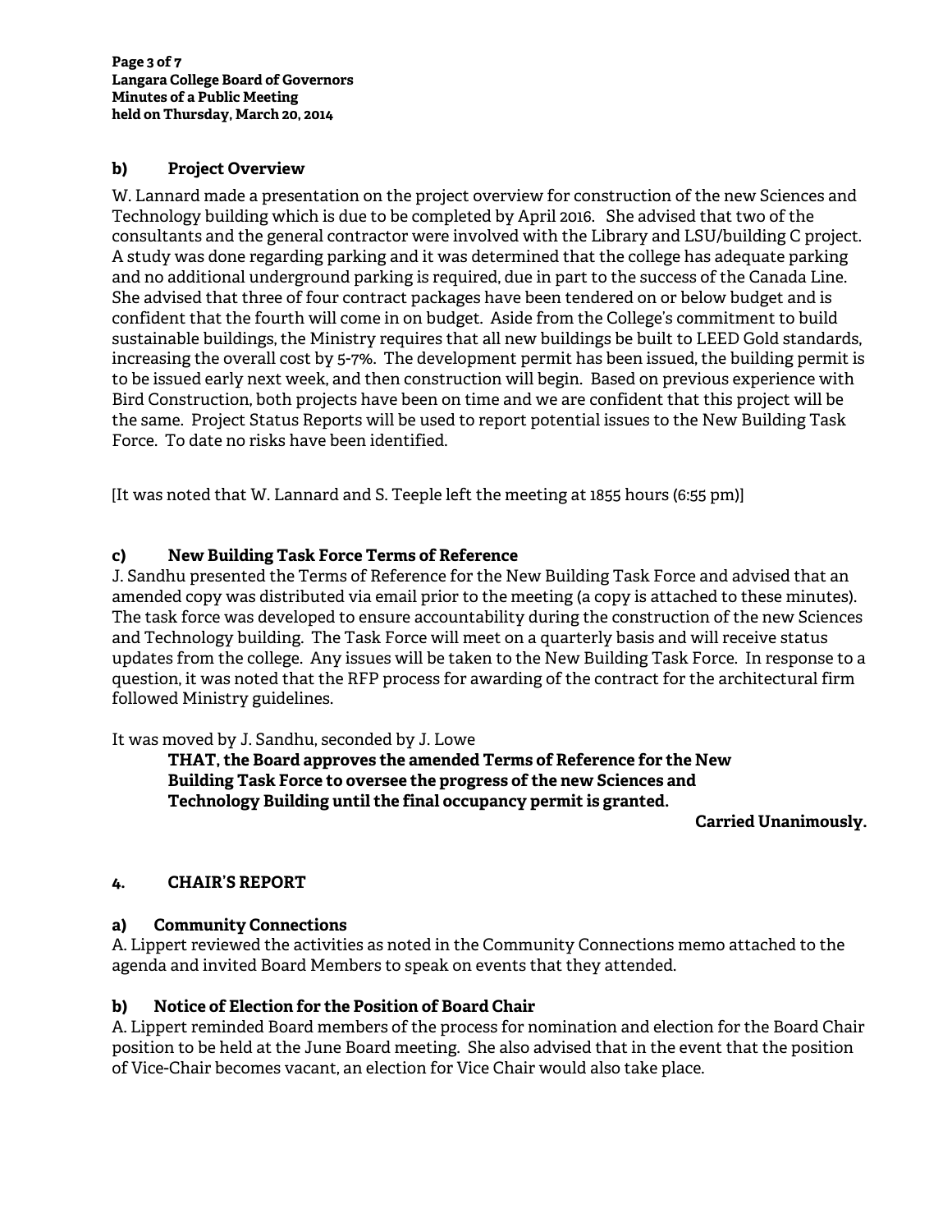### b) Project Overview

W. Lannard made a presentation on the project overview for construction of the new Sciences and Technology building which is due to be completed by April 2016. She advised that two of the consultants and the general contractor were involved with the Library and LSU/building C project. A study was done regarding parking and it was determined that the college has adequate parking and no additional underground parking is required, due in part to the success of the Canada Line. She advised that three of four contract packages have been tendered on or below budget and is confident that the fourth will come in on budget. Aside from the College's commitment to build sustainable buildings, the Ministry requires that all new buildings be built to LEED Gold standards, increasing the overall cost by 5-7%. The development permit has been issued, the building permit is to be issued early next week, and then construction will begin. Based on previous experience with Bird Construction, both projects have been on time and we are confident that this project will be the same. Project Status Reports will be used to report potential issues to the New Building Task Force. To date no risks have been identified.

[It was noted that W. Lannard and S. Teeple left the meeting at 1855 hours (6:55 pm)]

### c) New Building Task Force Terms of Reference

J. Sandhu presented the Terms of Reference for the New Building Task Force and advised that an amended copy was distributed via email prior to the meeting (a copy is attached to these minutes). The task force was developed to ensure accountability during the construction of the new Sciences and Technology building. The Task Force will meet on a quarterly basis and will receive status updates from the college. Any issues will be taken to the New Building Task Force. In response to a question, it was noted that the RFP process for awarding of the contract for the architectural firm followed Ministry guidelines.

It was moved by J. Sandhu, seconded by J. Lowe

> **THAT, the Board approves the amended Terms of Reference for the New Building Task Force to oversee the progress of the new Sciences and Technology Building until the final occupancy permit is granted.**

**Carried Unanimously.**

## 4. CHAIR'S REPORT

### a) Community Connections

A. Lippert reviewed the activities as noted in the Community Connections memo attached to the agenda and invited Board Members to speak on events that they attended.

### b) Notice of Election for the Position of Board Chair

A. Lippert reminded Board members of the process for nomination and election for the Board Chair position to be held at the June Board meeting. She also advised that in the event that the position of Vice-Chair becomes vacant, an election for Vice Chair would also take place.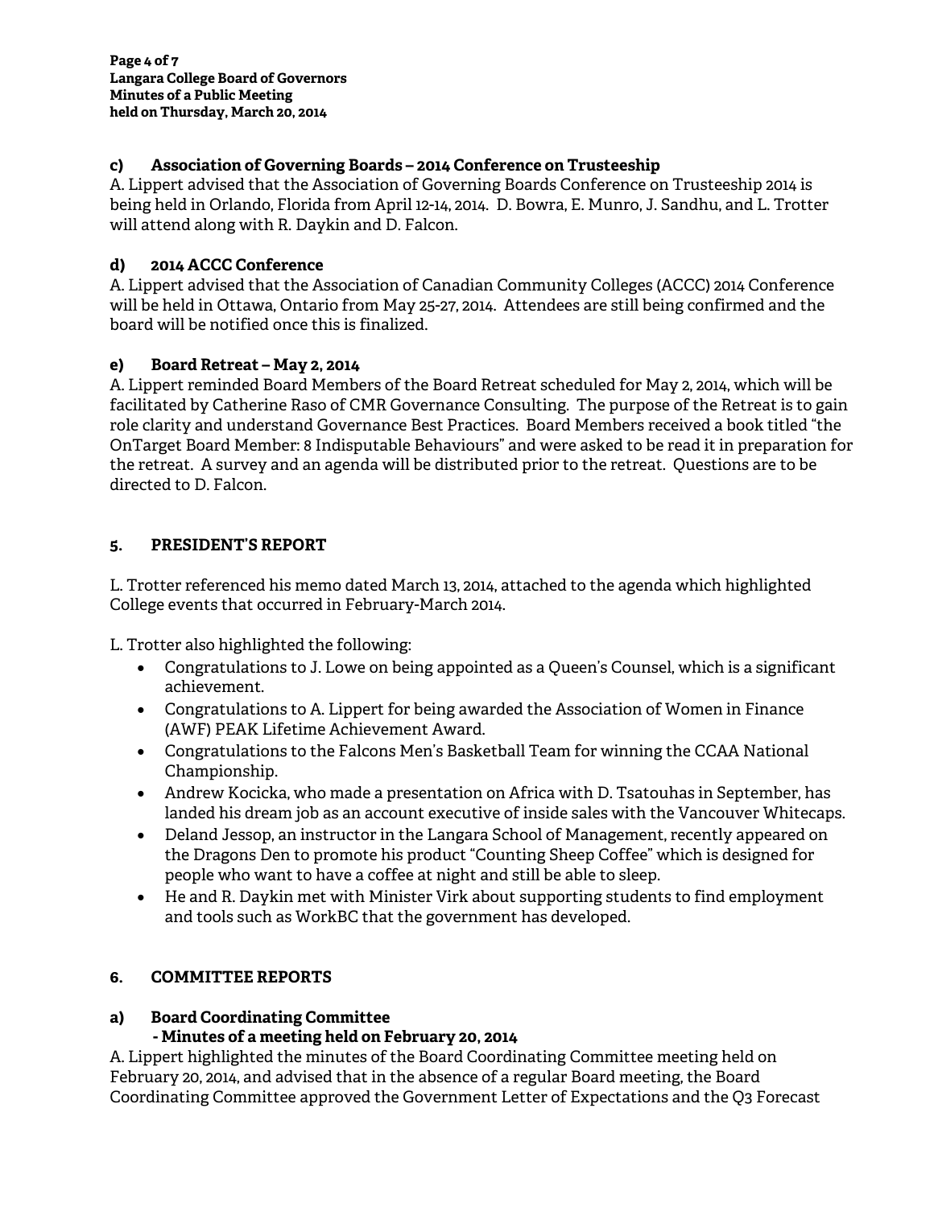### c) Association of Governing Boards – 2014 Conference on Trusteeship

A. Lippert advised that the Association of Governing Boards Conference on Trusteeship 2014 is being held in Orlando, Florida from April 12-14, 2014. D. Bowra, E. Munro, J. Sandhu, and L. Trotter will attend along with R. Daykin and D. Falcon.

### d) 2014 ACCC Conference

A. Lippert advised that the Association of Canadian Community Colleges (ACCC) 2014 Conference will be held in Ottawa, Ontario from May 25-27, 2014. Attendees are still being confirmed and the board will be notified once this is finalized.

### e) Board Retreat – May 2, 2014

A. Lippert reminded Board Members of the Board Retreat scheduled for May 2, 2014, which will be facilitated by Catherine Raso of CMR Governance Consulting. The purpose of the Retreat is to gain role clarity and understand Governance Best Practices. Board Members received a book titled "the OnTarget Board Member: 8 Indisputable Behaviours" and were asked to be read it in preparation for the retreat. A survey and an agenda will be distributed prior to the retreat. Questions are to be directed to D. Falcon.

## 5. PRESIDENT'S REPORT

L. Trotter referenced his memo dated March 13, 2014, attached to the agenda which highlighted College events that occurred in February-March 2014.

L. Trotter also highlighted the following:

- Congratulations to J. Lowe on being appointed as a Queen's Counsel, which is a significant achievement.
- Congratulations to A. Lippert for being awarded the Association of Women in Finance (AWF) PEAK Lifetime Achievement Award.
- Congratulations to the Falcons Men's Basketball Team for winning the CCAA National Championship.
- Andrew Kocicka, who made a presentation on Africa with D. Tsatouhas in September, has landed his dream job as an account executive of inside sales with the Vancouver Whitecaps.
- Deland Jessop, an instructor in the Langara School of Management, recently appeared on the Dragons Den to promote his product "Counting Sheep Coffee" which is designed for people who want to have a coffee at night and still be able to sleep.
- He and R. Daykin met with Minister Virk about supporting students to find employment and tools such as WorkBC that the government has developed.

## 6. COMMITTEE REPORTS

### a) Board Coordinating Committee
**- Minutes of a meeting held on February 20, 2014**

A. Lippert highlighted the minutes of the Board Coordinating Committee meeting held on February 20, 2014, and advised that in the absence of a regular Board meeting, the Board Coordinating Committee approved the Government Letter of Expectations and the Q3 Forecast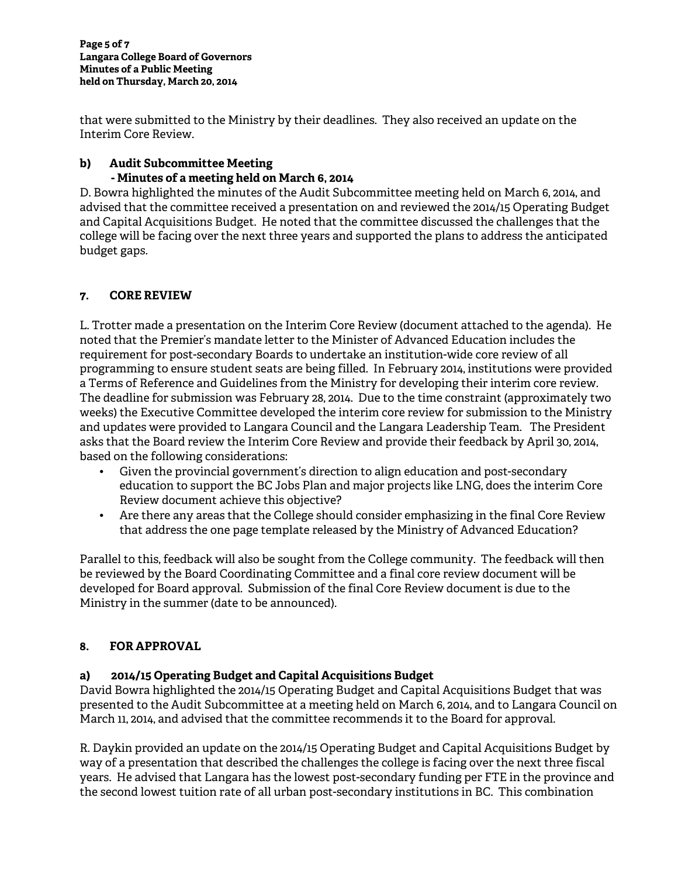that were submitted to the Ministry by their deadlines. They also received an update on the Interim Core Review.

**b) Audit Subcommittee Meeting**
**- Minutes of a meeting held on March 6, 2014**

D. Bowra highlighted the minutes of the Audit Subcommittee meeting held on March 6, 2014, and advised that the committee received a presentation on and reviewed the 2014/15 Operating Budget and Capital Acquisitions Budget. He noted that the committee discussed the challenges that the college will be facing over the next three years and supported the plans to address the anticipated budget gaps.

## 7. CORE REVIEW

L. Trotter made a presentation on the Interim Core Review (document attached to the agenda). He noted that the Premier's mandate letter to the Minister of Advanced Education includes the requirement for post-secondary Boards to undertake an institution-wide core review of all programming to ensure student seats are being filled. In February 2014, institutions were provided a Terms of Reference and Guidelines from the Ministry for developing their interim core review. The deadline for submission was February 28, 2014. Due to the time constraint (approximately two weeks) the Executive Committee developed the interim core review for submission to the Ministry and updates were provided to Langara Council and the Langara Leadership Team. The President asks that the Board review the Interim Core Review and provide their feedback by April 30, 2014, based on the following considerations:

- Given the provincial government's direction to align education and post-secondary education to support the BC Jobs Plan and major projects like LNG, does the interim Core Review document achieve this objective?
- Are there any areas that the College should consider emphasizing in the final Core Review that address the one page template released by the Ministry of Advanced Education?

Parallel to this, feedback will also be sought from the College community. The feedback will then be reviewed by the Board Coordinating Committee and a final core review document will be developed for Board approval. Submission of the final Core Review document is due to the Ministry in the summer (date to be announced).

## 8. FOR APPROVAL

**a) 2014/15 Operating Budget and Capital Acquisitions Budget**

David Bowra highlighted the 2014/15 Operating Budget and Capital Acquisitions Budget that was presented to the Audit Subcommittee at a meeting held on March 6, 2014, and to Langara Council on March 11, 2014, and advised that the committee recommends it to the Board for approval.

R. Daykin provided an update on the 2014/15 Operating Budget and Capital Acquisitions Budget by way of a presentation that described the challenges the college is facing over the next three fiscal years. He advised that Langara has the lowest post-secondary funding per FTE in the province and the second lowest tuition rate of all urban post-secondary institutions in BC. This combination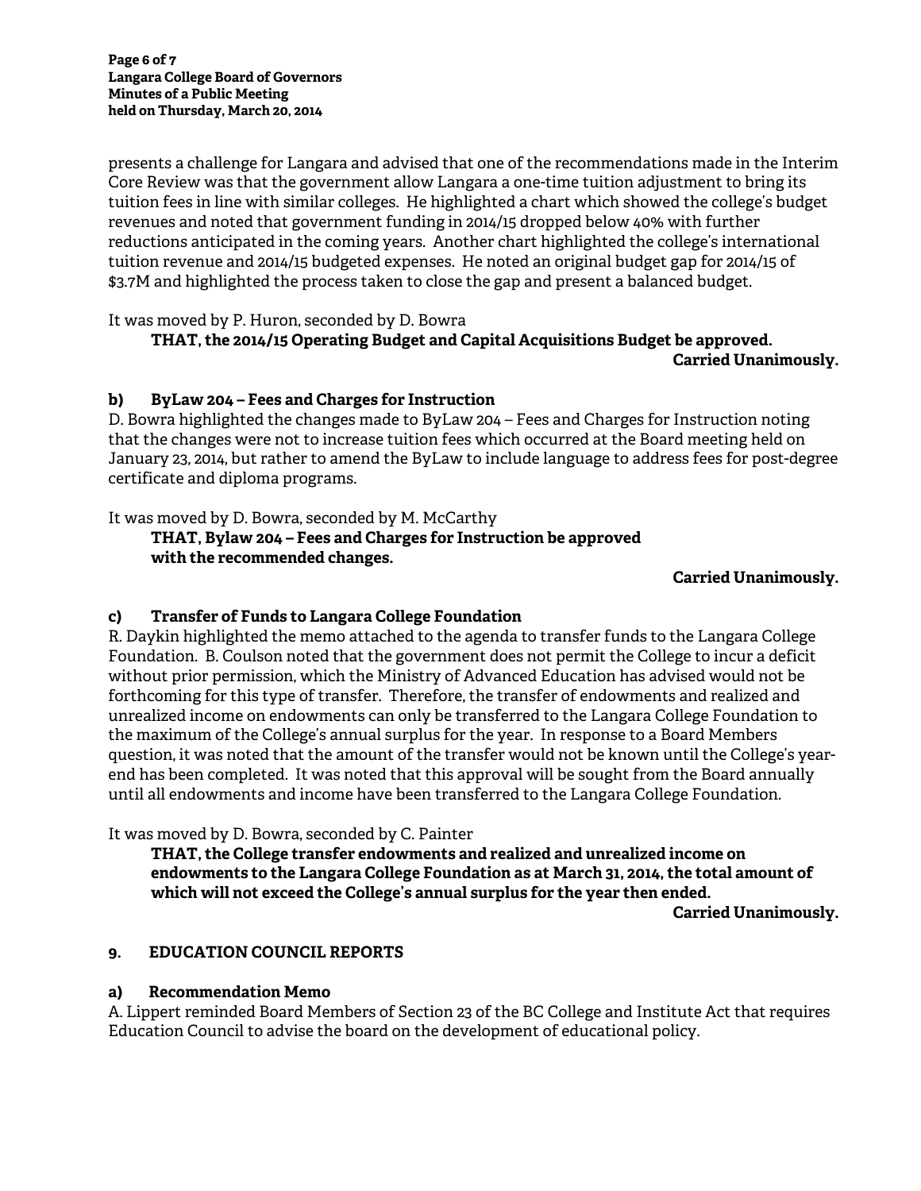presents a challenge for Langara and advised that one of the recommendations made in the Interim Core Review was that the government allow Langara a one-time tuition adjustment to bring its tuition fees in line with similar colleges. He highlighted a chart which showed the college's budget revenues and noted that government funding in 2014/15 dropped below 40% with further reductions anticipated in the coming years. Another chart highlighted the college's international tuition revenue and 2014/15 budgeted expenses. He noted an original budget gap for 2014/15 of $3.7M and highlighted the process taken to close the gap and present a balanced budget.

It was moved by P. Huron, seconded by D. Bowra

> **THAT, the 2014/15 Operating Budget and Capital Acquisitions Budget be approved.**
>
> **Carried Unanimously.**

### b) ByLaw 204 – Fees and Charges for Instruction

D. Bowra highlighted the changes made to ByLaw 204 – Fees and Charges for Instruction noting that the changes were not to increase tuition fees which occurred at the Board meeting held on January 23, 2014, but rather to amend the ByLaw to include language to address fees for post-degree certificate and diploma programs.

It was moved by D. Bowra, seconded by M. McCarthy

> **THAT, Bylaw 204 – Fees and Charges for Instruction be approved with the recommended changes.**
>
> **Carried Unanimously.**

### c) Transfer of Funds to Langara College Foundation

R. Daykin highlighted the memo attached to the agenda to transfer funds to the Langara College Foundation. B. Coulson noted that the government does not permit the College to incur a deficit without prior permission, which the Ministry of Advanced Education has advised would not be forthcoming for this type of transfer. Therefore, the transfer of endowments and realized and unrealized income on endowments can only be transferred to the Langara College Foundation to the maximum of the College's annual surplus for the year. In response to a Board Members question, it was noted that the amount of the transfer would not be known until the College's year-end has been completed. It was noted that this approval will be sought from the Board annually until all endowments and income have been transferred to the Langara College Foundation.

It was moved by D. Bowra, seconded by C. Painter

> **THAT, the College transfer endowments and realized and unrealized income on endowments to the Langara College Foundation as at March 31, 2014, the total amount of which will not exceed the College's annual surplus for the year then ended.**
>
> **Carried Unanimously.**

## 9. EDUCATION COUNCIL REPORTS

### a) Recommendation Memo

A. Lippert reminded Board Members of Section 23 of the BC College and Institute Act that requires Education Council to advise the board on the development of educational policy.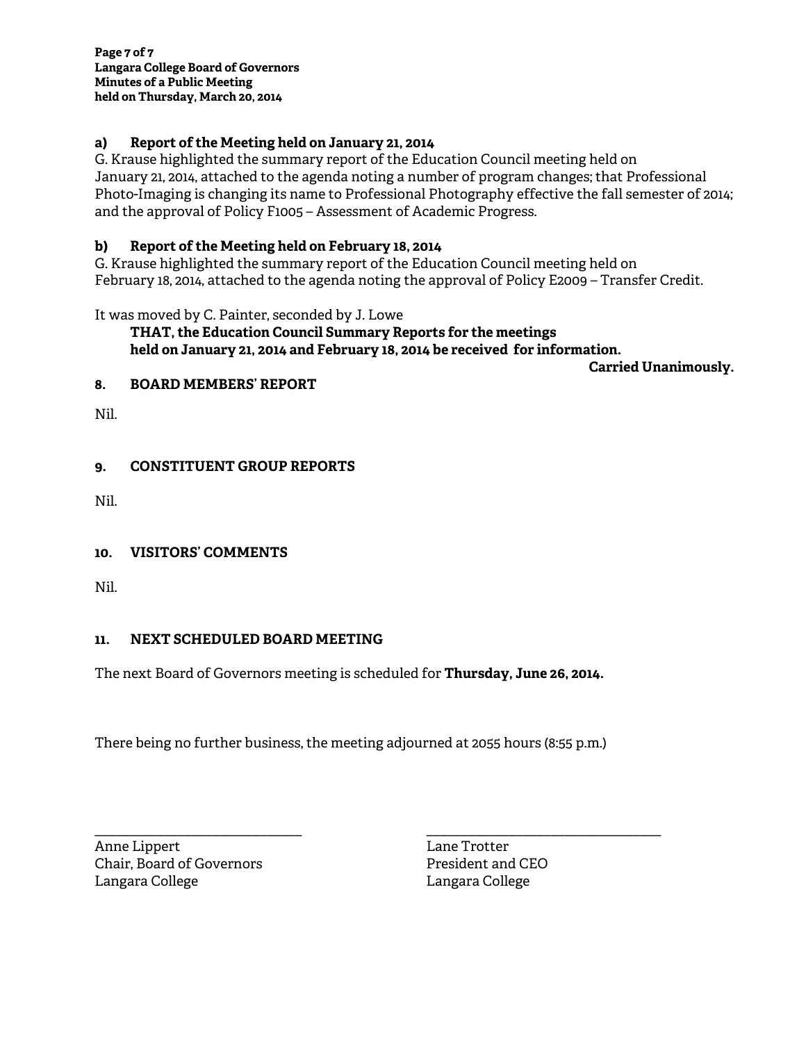**a) Report of the Meeting held on January 21, 2014**

G. Krause highlighted the summary report of the Education Council meeting held on January 21, 2014, attached to the agenda noting a number of program changes; that Professional Photo-Imaging is changing its name to Professional Photography effective the fall semester of 2014; and the approval of Policy F1005 – Assessment of Academic Progress.

**b) Report of the Meeting held on February 18, 2014**

G. Krause highlighted the summary report of the Education Council meeting held on February 18, 2014, attached to the agenda noting the approval of Policy E2009 – Transfer Credit.

It was moved by C. Painter, seconded by J. Lowe

> **THAT, the Education Council Summary Reports for the meetings held on January 21, 2014 and February 18, 2014 be received for information.**

**Carried Unanimously.**

## 8. BOARD MEMBERS' REPORT

Nil.

## 9. CONSTITUENT GROUP REPORTS

Nil.

## 10. VISITORS' COMMENTS

Nil.

## 11. NEXT SCHEDULED BOARD MEETING

The next Board of Governors meeting is scheduled for **Thursday, June 26, 2014.**

There being no further business, the meeting adjourned at 2055 hours (8:55 p.m.)

\_\_\_\_\_\_\_\_\_\_\_\_\_\_\_\_\_\_\_\_\_\_\_\_\_\_\_\_\_\_
Anne Lippert
Chair, Board of Governors
Langara College

\_\_\_\_\_\_\_\_\_\_\_\_\_\_\_\_\_\_\_\_\_\_\_\_\_\_\_\_\_\_
Lane Trotter
President and CEO
Langara College